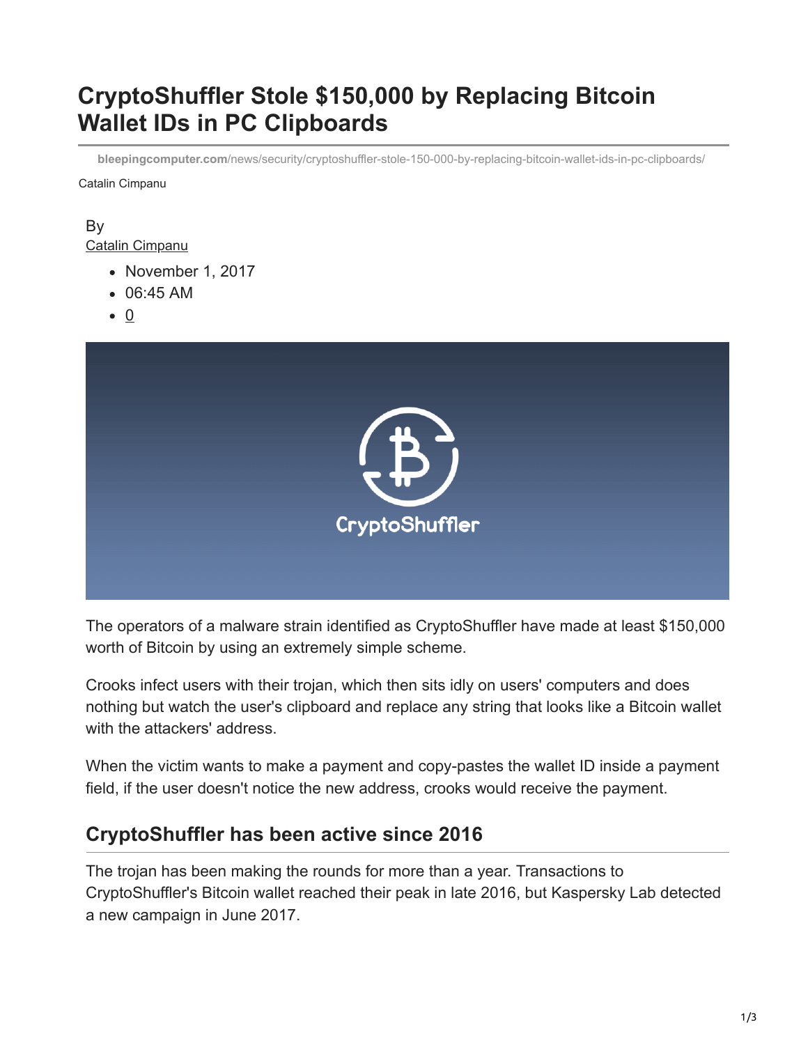# CryptoShuffler Stole $150,000 by Replacing Bitcoin Wallet IDs in PC Clipboards

bleepingcomputer.com/news/security/cryptoshuffler-stole-150-000-by-replacing-bitcoin-wallet-ids-in-pc-clipboards/

Catalin Cimpanu

By
Catalin Cimpanu

- November 1, 2017
- 06:45 AM
- 0

The operators of a malware strain identified as CryptoShuffler have made at least $150,000 worth of Bitcoin by using an extremely simple scheme.

Crooks infect users with their trojan, which then sits idly on users' computers and does nothing but watch the user's clipboard and replace any string that looks like a Bitcoin wallet with the attackers' address.

When the victim wants to make a payment and copy-pastes the wallet ID inside a payment field, if the user doesn't notice the new address, crooks would receive the payment.

## CryptoShuffler has been active since 2016

The trojan has been making the rounds for more than a year. Transactions to CryptoShuffler's Bitcoin wallet reached their peak in late 2016, but Kaspersky Lab detected a new campaign in June 2017.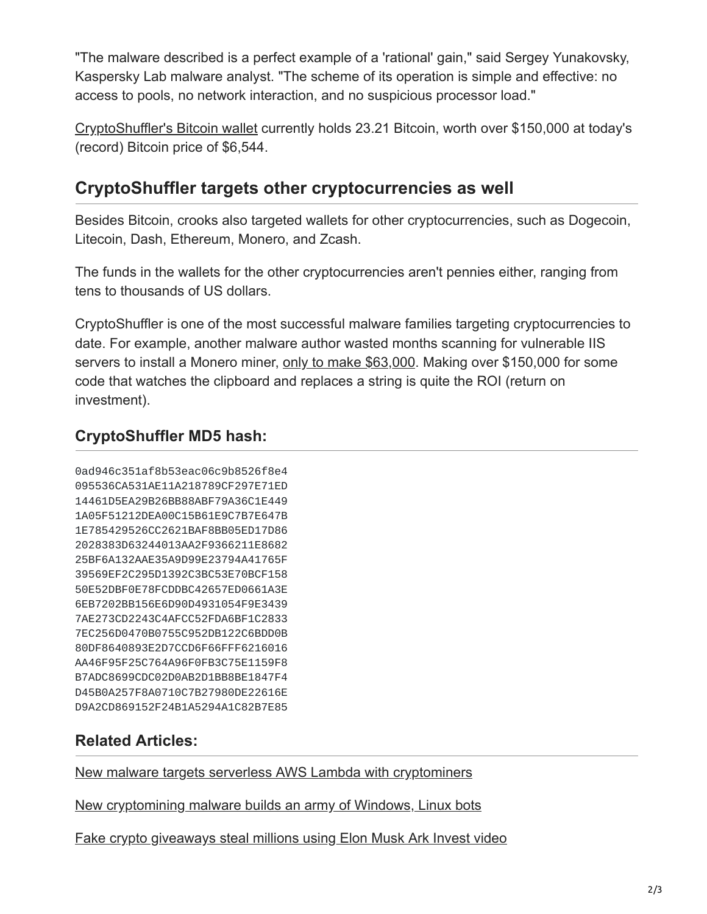"The malware described is a perfect example of a 'rational' gain," said Sergey Yunakovsky, Kaspersky Lab malware analyst. "The scheme of its operation is simple and effective: no access to pools, no network interaction, and no suspicious processor load."

CryptoShuffler's Bitcoin wallet currently holds 23.21 Bitcoin, worth over $150,000 at today's (record) Bitcoin price of $6,544.

## CryptoShuffler targets other cryptocurrencies as well

Besides Bitcoin, crooks also targeted wallets for other cryptocurrencies, such as Dogecoin, Litecoin, Dash, Ethereum, Monero, and Zcash.

The funds in the wallets for the other cryptocurrencies aren't pennies either, ranging from tens to thousands of US dollars.

CryptoShuffler is one of the most successful malware families targeting cryptocurrencies to date. For example, another malware author wasted months scanning for vulnerable IIS servers to install a Monero miner, only to make $63,000. Making over $150,000 for some code that watches the clipboard and replaces a string is quite the ROI (return on investment).

### CryptoShuffler MD5 hash:

```
0ad946c351af8b53eac06c9b8526f8e4
095536CA531AE11A218789CF297E71ED
14461D5EA29B26BB88ABF79A36C1E449
1A05F51212DEA00C15B61E9C7B7E647B
1E785429526CC2621BAF8BB05ED17D86
2028383D63244013AA2F9366211E8682
25BF6A132AAE35A9D99E23794A41765F
39569EF2C295D1392C3BC53E70BCF158
50E52DBF0E78FCDDBC42657ED0661A3E
6EB7202BB156E6D90D4931054F9E3439
7AE273CD2243C4AFCC52FDA6BF1C2833
7EC256D0470B0755C952DB122C6BDD0B
80DF8640893E2D7CCD6F66FFF6216016
AA46F95F25C764A96F0FB3C75E1159F8
B7ADC8699CDC02D0AB2D1BB8BE1847F4
D45B0A257F8A0710C7B27980DE22616E
D9A2CD869152F24B1A5294A1C82B7E85
```

### Related Articles:

New malware targets serverless AWS Lambda with cryptominers

New cryptomining malware builds an army of Windows, Linux bots

Fake crypto giveaways steal millions using Elon Musk Ark Invest video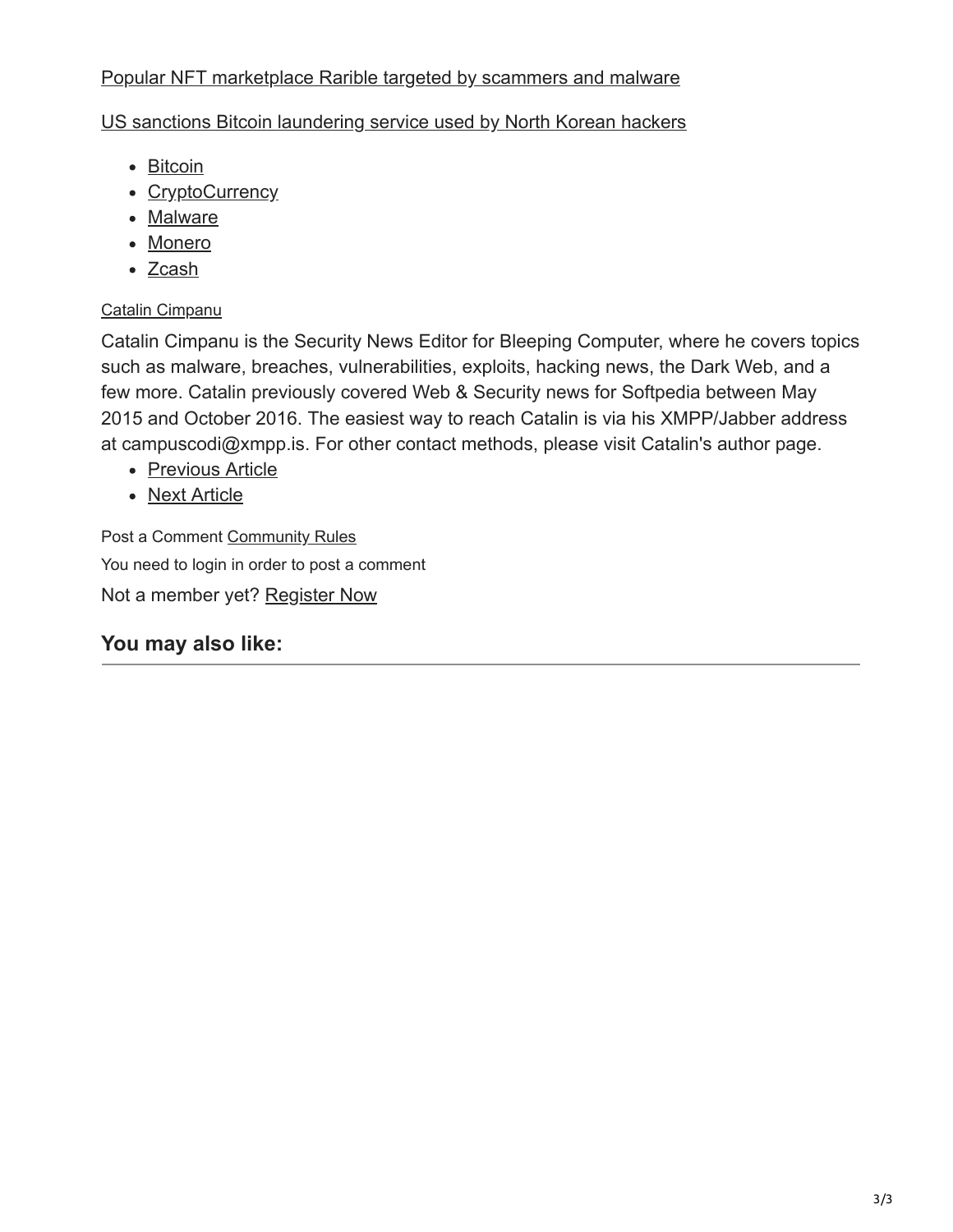Popular NFT marketplace Rarible targeted by scammers and malware

US sanctions Bitcoin laundering service used by North Korean hackers

- Bitcoin
- CryptoCurrency
- Malware
- Monero
- Zcash

Catalin Cimpanu

Catalin Cimpanu is the Security News Editor for Bleeping Computer, where he covers topics such as malware, breaches, vulnerabilities, exploits, hacking news, the Dark Web, and a few more. Catalin previously covered Web & Security news for Softpedia between May 2015 and October 2016. The easiest way to reach Catalin is via his XMPP/Jabber address at campuscodi@xmpp.is. For other contact methods, please visit Catalin's author page.

- Previous Article
- Next Article

Post a Comment Community Rules

You need to login in order to post a comment

Not a member yet? Register Now

## You may also like: